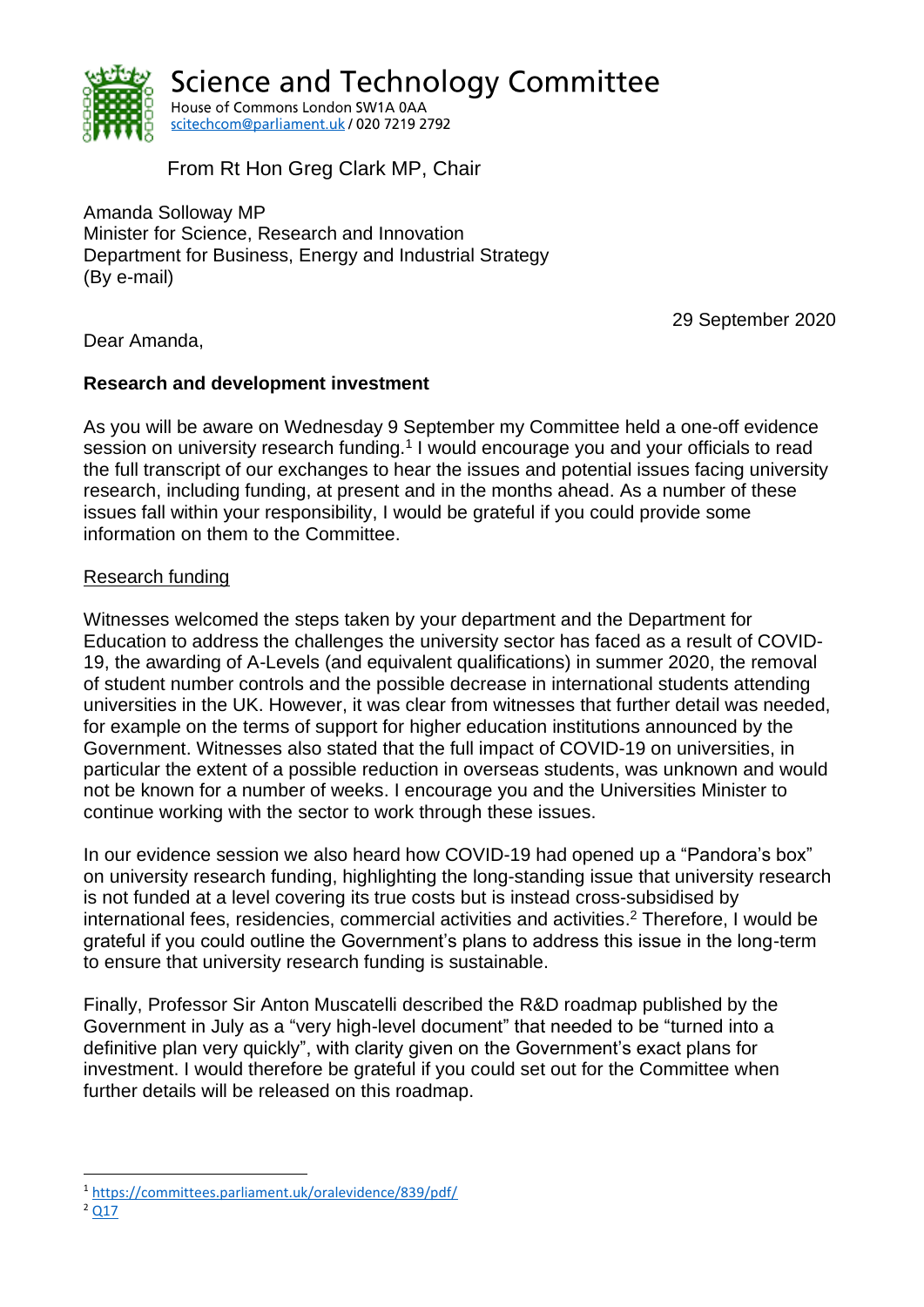# Science and Technology Committee

House of Commons London SW1A 0AA
scitechcom@parliament.uk / 020 7219 2792

From Rt Hon Greg Clark MP, Chair

Amanda Solloway MP
Minister for Science, Research and Innovation
Department for Business, Energy and Industrial Strategy
(By e-mail)

29 September 2020

Dear Amanda,

**Research and development investment**

As you will be aware on Wednesday 9 September my Committee held a one-off evidence session on university research funding.[1] I would encourage you and your officials to read the full transcript of our exchanges to hear the issues and potential issues facing university research, including funding, at present and in the months ahead. As a number of these issues fall within your responsibility, I would be grateful if you could provide some information on them to the Committee.

Research funding

Witnesses welcomed the steps taken by your department and the Department for Education to address the challenges the university sector has faced as a result of COVID-19, the awarding of A-Levels (and equivalent qualifications) in summer 2020, the removal of student number controls and the possible decrease in international students attending universities in the UK. However, it was clear from witnesses that further detail was needed, for example on the terms of support for higher education institutions announced by the Government. Witnesses also stated that the full impact of COVID-19 on universities, in particular the extent of a possible reduction in overseas students, was unknown and would not be known for a number of weeks. I encourage you and the Universities Minister to continue working with the sector to work through these issues.

In our evidence session we also heard how COVID-19 had opened up a "Pandora's box" on university research funding, highlighting the long-standing issue that university research is not funded at a level covering its true costs but is instead cross-subsidised by international fees, residencies, commercial activities and activities.[2] Therefore, I would be grateful if you could outline the Government's plans to address this issue in the long-term to ensure that university research funding is sustainable.

Finally, Professor Sir Anton Muscatelli described the R&D roadmap published by the Government in July as a "very high-level document" that needed to be "turned into a definitive plan very quickly", with clarity given on the Government's exact plans for investment. I would therefore be grateful if you could set out for the Committee when further details will be released on this roadmap.

---

[1] https://committees.parliament.uk/oralevidence/839/pdf/

[2] Q17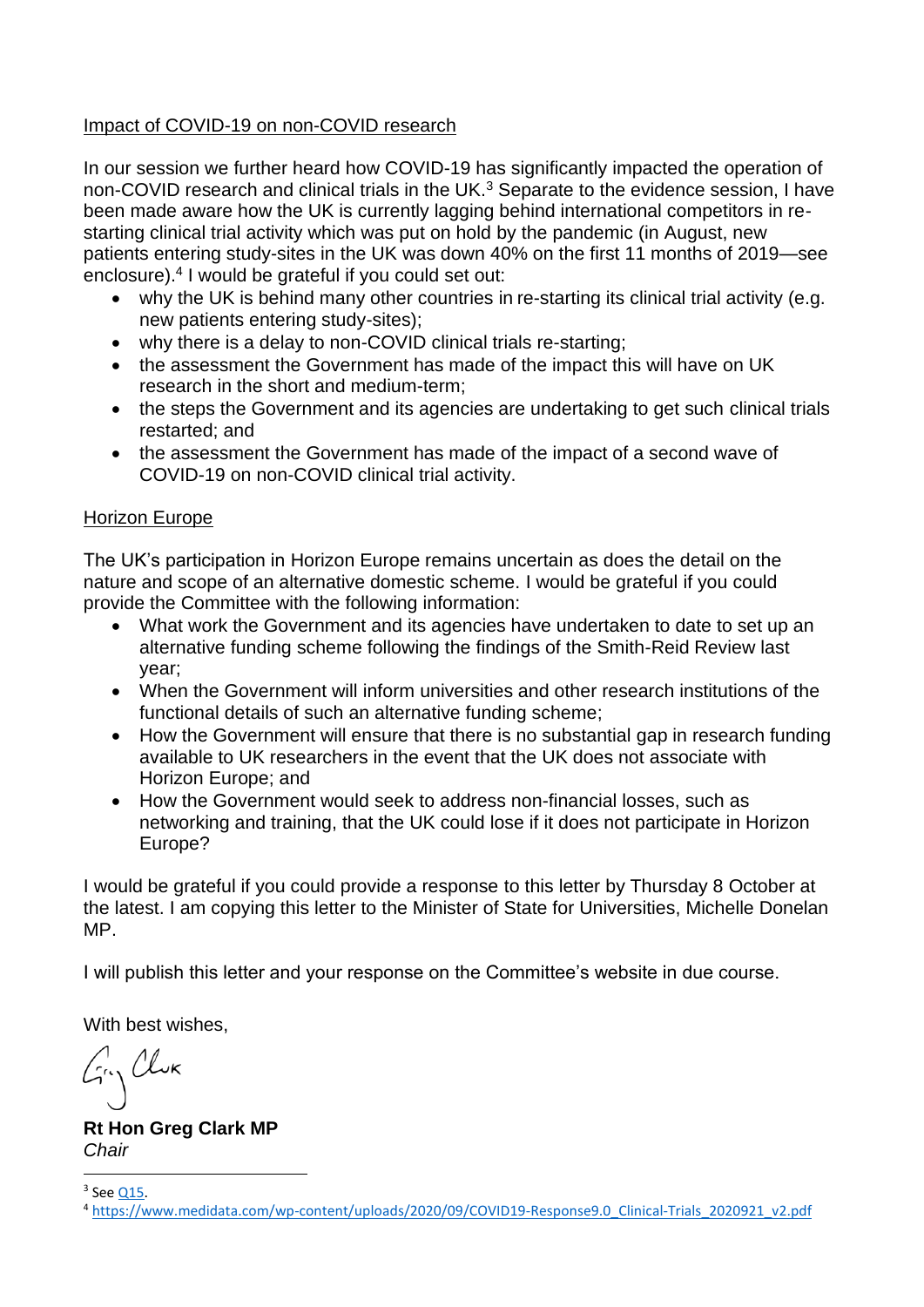## Impact of COVID-19 on non-COVID research

In our session we further heard how COVID-19 has significantly impacted the operation of non-COVID research and clinical trials in the UK.[3] Separate to the evidence session, I have been made aware how the UK is currently lagging behind international competitors in re-starting clinical trial activity which was put on hold by the pandemic (in August, new patients entering study-sites in the UK was down 40% on the first 11 months of 2019—see enclosure).[4] I would be grateful if you could set out:

- why the UK is behind many other countries in re-starting its clinical trial activity (e.g. new patients entering study-sites);
- why there is a delay to non-COVID clinical trials re-starting;
- the assessment the Government has made of the impact this will have on UK research in the short and medium-term;
- the steps the Government and its agencies are undertaking to get such clinical trials restarted; and
- the assessment the Government has made of the impact of a second wave of COVID-19 on non-COVID clinical trial activity.

## Horizon Europe

The UK's participation in Horizon Europe remains uncertain as does the detail on the nature and scope of an alternative domestic scheme. I would be grateful if you could provide the Committee with the following information:

- What work the Government and its agencies have undertaken to date to set up an alternative funding scheme following the findings of the Smith-Reid Review last year;
- When the Government will inform universities and other research institutions of the functional details of such an alternative funding scheme;
- How the Government will ensure that there is no substantial gap in research funding available to UK researchers in the event that the UK does not associate with Horizon Europe; and
- How the Government would seek to address non-financial losses, such as networking and training, that the UK could lose if it does not participate in Horizon Europe?

I would be grateful if you could provide a response to this letter by Thursday 8 October at the latest. I am copying this letter to the Minister of State for Universities, Michelle Donelan MP.

I will publish this letter and your response on the Committee's website in due course.

With best wishes,

**Rt Hon Greg Clark MP**
*Chair*

---

[3] See Q15.

[4] https://www.medidata.com/wp-content/uploads/2020/09/COVID19-Response9.0_Clinical-Trials_2020921_v2.pdf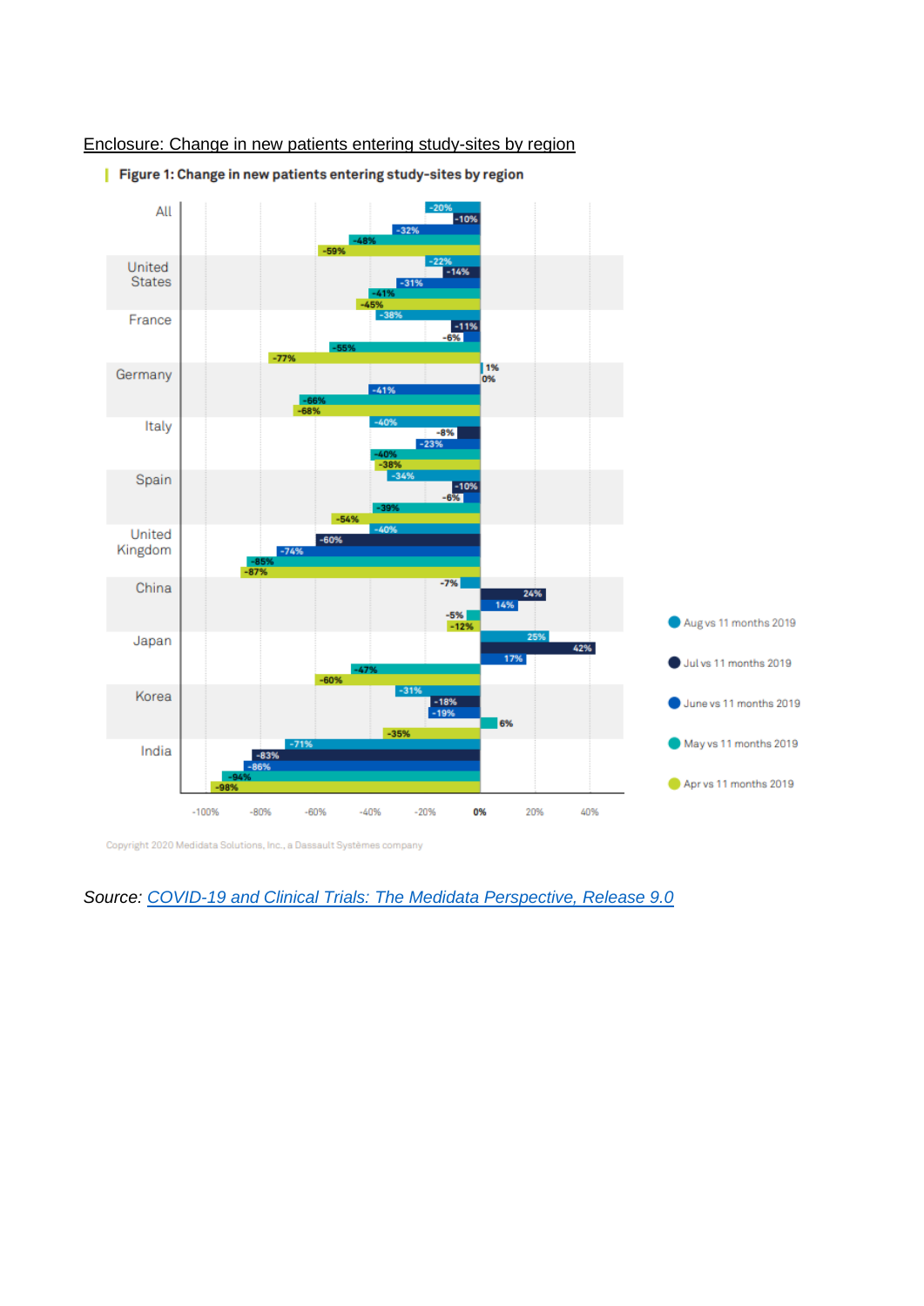Enclosure: Change in new patients entering study-sites by region

**Figure 1: Change in new patients entering study-sites by region**

All
-20%
-10%
-32%
-48%
-59%

United States
-22%
-14%
-31%
-41%
-45%

France
-38%
-11%
-6%
-55%
-77%

Germany
1%
0%
-41%
-66%
-68%

Italy
-40%
-8%
-23%
-40%
-38%

Spain
-34%
-10%
-6%
-39%
-54%

United Kingdom
-40%
-60%
-74%
-85%
-87%

China
-7%
24%
14%
-5%
-12%

Japan
25%
42%
17%
-47%
-60%

Korea
-31%
-18%
-19%
6%
-35%

India
-71%
-83%
-86%
-94%
-98%

-100% -80% -60% -40% -20% 0% 20% 40%

Aug vs 11 months 2019
Jul vs 11 months 2019
June vs 11 months 2019
May vs 11 months 2019
Apr vs 11 months 2019

Copyright 2020 Medidata Solutions, Inc., a Dassault Systèmes company

*Source: COVID-19 and Clinical Trials: The Medidata Perspective, Release 9.0*